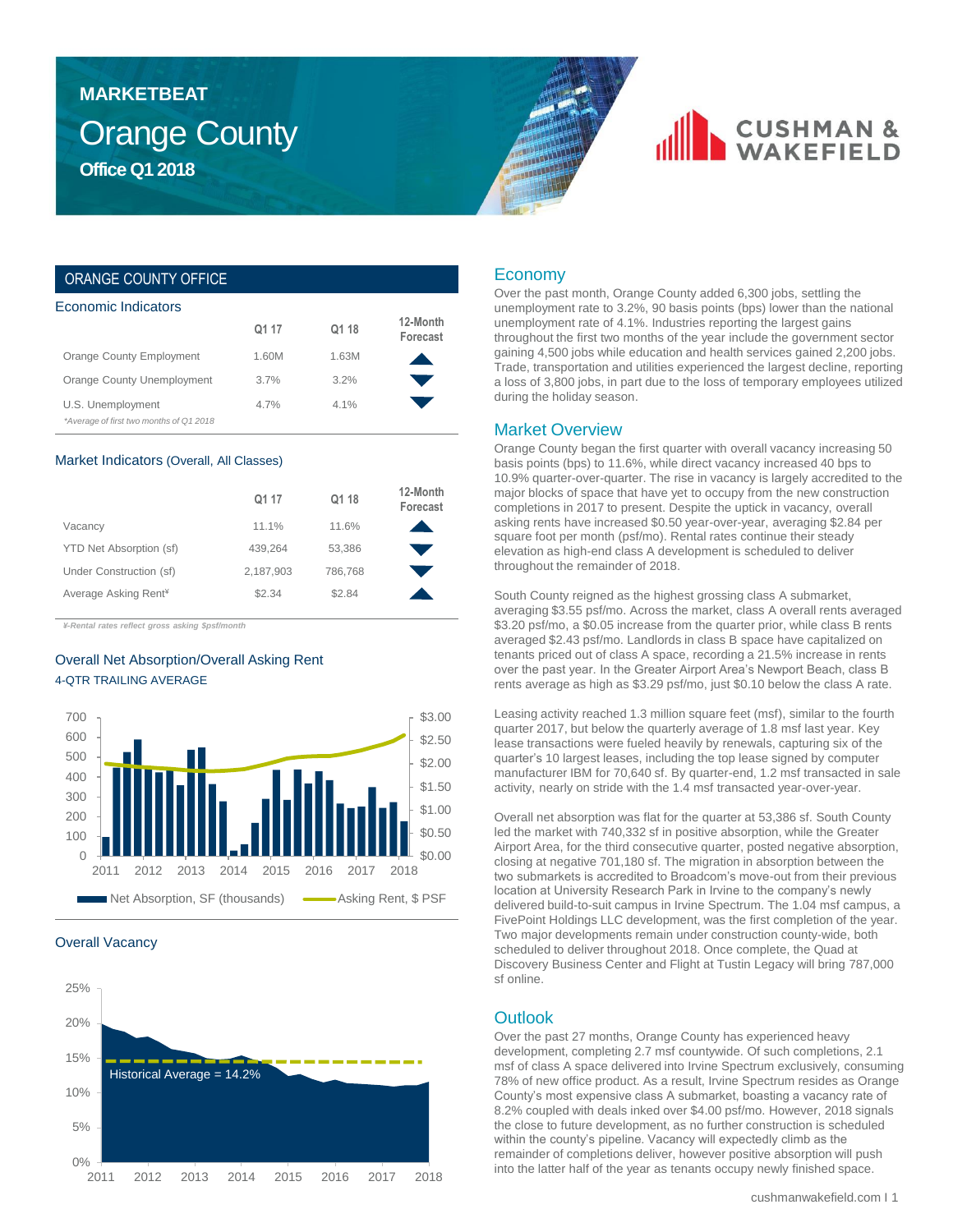# MARKETBEAT

# Orange County

## Office Q1 2018

CUSHMAN & WAKEFIELD

## ORANGE COUNTY OFFICE

### Economic Indicators

| | Q1 17 | Q1 18 | 12-Month Forecast |
|---|---|---|---|
| Orange County Employment | 1.60M | 1.63M | ▲ |
| Orange County Unemployment | 3.7% | 3.2% | ▼ |
| U.S. Unemployment | 4.7% | 4.1% | ▼ |

*Average of first two months of Q1 2018*

### Market Indicators (Overall, All Classes)

| | Q1 17 | Q1 18 | 12-Month Forecast |
|---|---|---|---|
| Vacancy | 11.1% | 11.6% | ▲ |
| YTD Net Absorption (sf) | 439,264 | 53,386 | ▼ |
| Under Construction (sf) | 2,187,903 | 786,768 | ▼ |
| Average Asking Rent¥ | $2.34 | $2.84 | ▲ |

*¥-Rental rates reflect gross asking $psf/month*

### Overall Net Absorption/Overall Asking Rent

4-QTR TRAILING AVERAGE

Net Absorption, SF (thousands) — Asking Rent, $ PSF

### Overall Vacancy

Historical Average = 14.2%

## Economy

Over the past month, Orange County added 6,300 jobs, settling the unemployment rate to 3.2%, 90 basis points (bps) lower than the national unemployment rate of 4.1%. Industries reporting the largest gains throughout the first two months of the year include the government sector gaining 4,500 jobs while education and health services gained 2,200 jobs. Trade, transportation and utilities experienced the largest decline, reporting a loss of 3,800 jobs, in part due to the loss of temporary employees utilized during the holiday season.

## Market Overview

Orange County began the first quarter with overall vacancy increasing 50 basis points (bps) to 11.6%, while direct vacancy increased 40 bps to 10.9% quarter-over-quarter. The rise in vacancy is largely accredited to the major blocks of space that have yet to occupy from the new construction completions in 2017 to present. Despite the uptick in vacancy, overall asking rents have increased $0.50 year-over-year, averaging $2.84 per square foot per month (psf/mo). Rental rates continue their steady elevation as high-end class A development is scheduled to deliver throughout the remainder of 2018.

South County reigned as the highest grossing class A submarket, averaging $3.55 psf/mo. Across the market, class A overall rents averaged $3.20 psf/mo, a $0.05 increase from the quarter prior, while class B rents averaged $2.43 psf/mo. Landlords in class B space have capitalized on tenants priced out of class A space, recording a 21.5% increase in rents over the past year. In the Greater Airport Area's Newport Beach, class B rents average as high as $3.29 psf/mo, just $0.10 below the class A rate.

Leasing activity reached 1.3 million square feet (msf), similar to the fourth quarter 2017, but below the quarterly average of 1.8 msf last year. Key lease transactions were fueled heavily by renewals, capturing six of the quarter's 10 largest leases, including the top lease signed by computer manufacturer IBM for 70,640 sf. By quarter-end, 1.2 msf transacted in sale activity, nearly on stride with the 1.4 msf transacted year-over-year.

Overall net absorption was flat for the quarter at 53,386 sf. South County led the market with 740,332 sf in positive absorption, while the Greater Airport Area, for the third consecutive quarter, posted negative absorption, closing at negative 701,180 sf. The migration in absorption between the two submarkets is accredited to Broadcom's move-out from their previous location at University Research Park in Irvine to the company's newly delivered build-to-suit campus in Irvine Spectrum. The 1.04 msf campus, a FivePoint Holdings LLC development, was the first completion of the year. Two major developments remain under construction county-wide, both scheduled to deliver throughout 2018. Once complete, the Quad at Discovery Business Center and Flight at Tustin Legacy will bring 787,000 sf online.

## Outlook

Over the past 27 months, Orange County has experienced heavy development, completing 2.7 msf countywide. Of such completions, 2.1 msf of class A space delivered into Irvine Spectrum exclusively, consuming 78% of new office product. As a result, Irvine Spectrum resides as Orange County's most expensive class A submarket, boasting a vacancy rate of 8.2% coupled with deals inked over $4.00 psf/mo. However, 2018 signals the close to future development, as no further construction is scheduled within the county's pipeline. Vacancy will expectedly climb as the remainder of completions deliver, however positive absorption will push into the latter half of the year as tenants occupy newly finished space.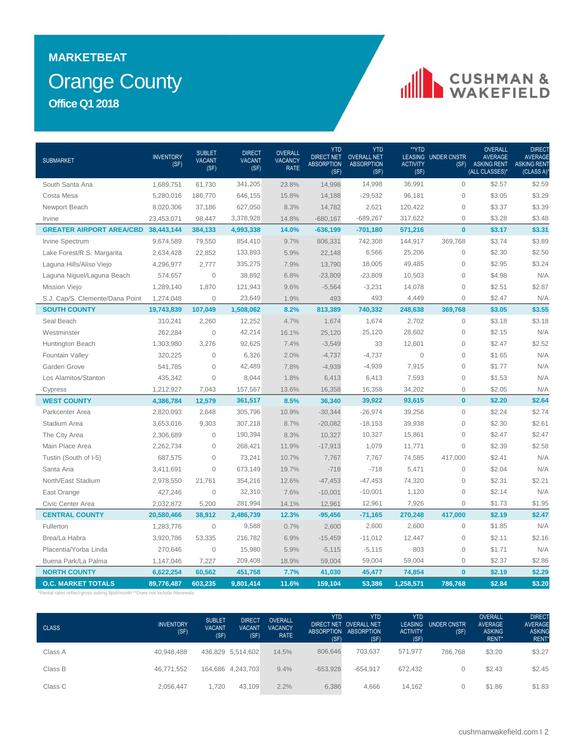# MARKETBEAT

## Orange County

### Office Q1 2018

| SUBMARKET | INVENTORY (SF) | SUBLET VACANT (SF) | DIRECT VACANT (SF) | OVERALL VACANCY RATE | YTD DIRECT NET ABSORPTION (SF) | YTD OVERALL NET ABSORPTION (SF) | **YTD LEASING ACTIVITY (SF) | UNDER CNSTR (SF) | OVERALL AVERAGE ASKING RENT (ALL CLASSES)* | DIRECT AVERAGE ASKING RENT (CLASS A)* |
|---|---|---|---|---|---|---|---|---|---|---|
| South Santa Ana | 1,689,751 | 61,730 | 341,205 | 23.8% | 14,998 | 14,998 | 36,991 | 0 | $2.57 | $2.59 |
| Costa Mesa | 5,280,016 | 186,770 | 646,155 | 15.8% | 14,188 | -29,532 | 96,181 | 0 | $3.05 | $3.29 |
| Newport Beach | 8,020,306 | 37,186 | 627,050 | 8.3% | 14,782 | 2,621 | 120,422 | 0 | $3.37 | $3.39 |
| Irvine | 23,453,071 | 98,447 | 3,378,928 | 14.8% | -680,167 | -689,267 | 317,622 | 0 | $3.28 | $3.48 |
| **GREATER AIRPORT AREA/CBD** | **38,443,144** | **384,133** | **4,993,338** | **14.0%** | **-636,199** | **-701,180** | **571,216** | **0** | **$3.17** | **$3.31** |
| Irvine Spectrum | 9,674,589 | 79,550 | 854,410 | 9.7% | 806,331 | 742,308 | 144,917 | 369,768 | $3.74 | $3.89 |
| Lake Forest/R.S. Margarita | 2,634,428 | 22,852 | 133,893 | 5.9% | 22,148 | 6,566 | 25,206 | 0 | $2.30 | $2.50 |
| Laguna Hills/Aliso Viejo | 4,296,977 | 2,777 | 335,275 | 7.9% | 13,790 | 18,005 | 49,485 | 0 | $2.95 | $3.24 |
| Laguna Niguel/Laguna Beach | 574,657 | 0 | 38,892 | 6.8% | -23,809 | -23,809 | 10,503 | 0 | $4.98 | N/A |
| Mission Viejo | 1,289,140 | 1,870 | 121,943 | 9.6% | -5,564 | -3,231 | 14,078 | 0 | $2.51 | $2.87 |
| S.J. Cap/S. Clemente/Dana Point | 1,274,048 | 0 | 23,649 | 1.9% | 493 | 493 | 4,449 | 0 | $2.47 | N/A |
| **SOUTH COUNTY** | **19,743,839** | **107,049** | **1,508,062** | **8.2%** | **813,389** | **740,332** | **248,638** | **369,768** | **$3.05** | **$3.55** |
| Seal Beach | 310,241 | 2,260 | 12,252 | 4.7% | 1,674 | 1,674 | 2,702 | 0 | $3.18 | $3.18 |
| Westminster | 262,284 | 0 | 42,214 | 16.1% | 25,120 | 25,120 | 28,602 | 0 | $2.15 | N/A |
| Huntington Beach | 1,303,980 | 3,276 | 92,625 | 7.4% | -3,549 | 33 | 12,601 | 0 | $2.47 | $2.52 |
| Fountain Valley | 320,225 | 0 | 6,326 | 2.0% | -4,737 | -4,737 | 0 | 0 | $1.65 | N/A |
| Garden Grove | 541,785 | 0 | 42,489 | 7.8% | -4,939 | -4,939 | 7,915 | 0 | $1.77 | N/A |
| Los Alamitos/Stanton | 435,342 | 0 | 8,044 | 1.8% | 6,413 | 6,413 | 7,593 | 0 | $1.53 | N/A |
| Cypress | 1,212,927 | 7,043 | 157,567 | 13.6% | 16,358 | 16,358 | 34,202 | 0 | $2.05 | N/A |
| **WEST COUNTY** | **4,386,784** | **12,579** | **361,517** | **8.5%** | **36,340** | **39,922** | **93,615** | **0** | **$2.20** | **$2.64** |
| Parkcenter Area | 2,820,093 | 2,648 | 305,796 | 10.9% | -30,344 | -26,974 | 39,256 | 0 | $2.24 | $2.74 |
| Stadium Area | 3,653,016 | 9,303 | 307,218 | 8.7% | -20,082 | -18,153 | 39,938 | 0 | $2.30 | $2.61 |
| The City Area | 2,306,689 | 0 | 190,394 | 8.3% | 10,327 | 10,327 | 15,861 | 0 | $2.47 | $2.47 |
| Main Place Area | 2,262,734 | 0 | 268,421 | 11.9% | -17,913 | 1,079 | 11,771 | 0 | $2.39 | $2.58 |
| Tustin (South of I-5) | 687,575 | 0 | 73,241 | 10.7% | 7,767 | 7,767 | 74,585 | 417,000 | $2.41 | N/A |
| Santa Ana | 3,411,691 | 0 | 673,149 | 19.7% | -718 | -718 | 5,471 | 0 | $2.04 | N/A |
| North/East Stadium | 2,978,550 | 21,761 | 354,216 | 12.6% | -47,453 | -47,453 | 74,320 | 0 | $2.31 | $2.21 |
| East Orange | 427,246 | 0 | 32,310 | 7.6% | -10,001 | -10,001 | 1,120 | 0 | $2.14 | N/A |
| Civic Center Area | 2,032,872 | 5,200 | 281,994 | 14.1% | 12,961 | 12,961 | 7,926 | 0 | $1.73 | $1.95 |
| **CENTRAL COUNTY** | **20,580,466** | **38,912** | **2,486,739** | **12.3%** | **-95,456** | **-71,165** | **270,248** | **417,000** | **$2.19** | **$2.47** |
| Fullerton | 1,283,776 | 0 | 9,588 | 0.7% | 2,600 | 2,600 | 2,600 | 0 | $1.85 | N/A |
| Brea/La Habra | 3,920,786 | 53,335 | 216,782 | 6.9% | -15,459 | -11,012 | 12,447 | 0 | $2.11 | $2.16 |
| Placentia/Yorba Linda | 270,646 | 0 | 15,980 | 5.9% | -5,115 | -5,115 | 803 | 0 | $1.71 | N/A |
| Buena Park/La Palma | 1,147,046 | 7,227 | 209,408 | 18.9% | 59,004 | 59,004 | 59,004 | 0 | $2.37 | $2.86 |
| **NORTH COUNTY** | **6,622,254** | **60,562** | **451,758** | **7.7%** | **41,030** | **45,477** | **74,854** | **0** | **$2.19** | **$2.29** |
| **O.C. MARKET TOTALS** | **89,776,487** | **603,235** | **9,801,414** | **11.6%** | **159,104** | **53,386** | **1,258,571** | **786,768** | **$2.84** | **$3.20** |

*Rental rates reflect gross asking $psf/month **Does not include Renewals

| CLASS | INVENTORY (SF) | SUBLET VACANT (SF) | DIRECT VACANT (SF) | OVERALL VACANCY RATE | YTD DIRECT NET ABSORPTION (SF) | YTD OVERALL NET ABSORPTION (SF) | YTD LEASING ACTIVITY (SF) | UNDER CNSTR (SF) | OVERALL AVERAGE ASKING RENT* | DIRECT AVERAGE ASKING RENT* |
|---|---|---|---|---|---|---|---|---|---|---|
| Class A | 40,948,488 | 436,829 | 5,514,602 | 14.5% | 806,646 | 703,637 | 571,977 | 786,768 | $3.20 | $3.27 |
| Class B | 46,771,552 | 164,686 | 4,243,703 | 9.4% | -653,928 | -654,917 | 672,432 | 0 | $2.43 | $2.45 |
| Class C | 2,056,447 | 1,720 | 43,109 | 2.2% | 6,386 | 4,666 | 14,162 | 0 | $1.86 | $1.83 |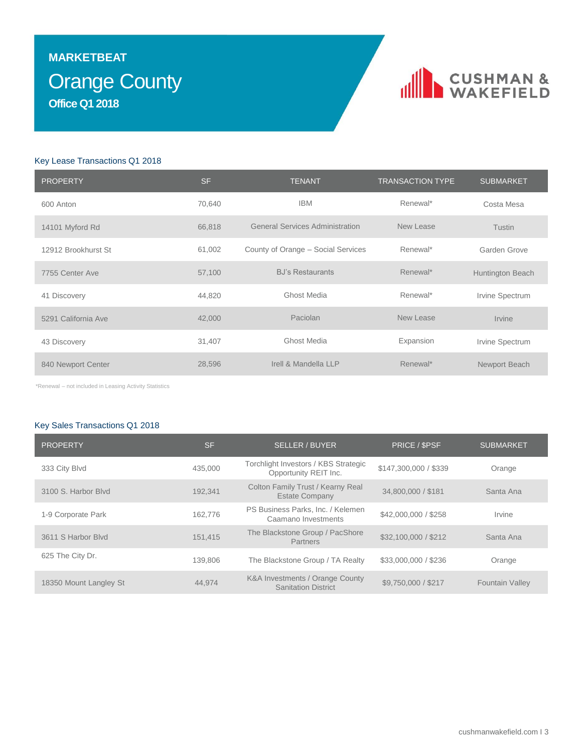**MARKETBEAT**

# Orange County

**Office Q1 2018**

CUSHMAN & WAKEFIELD

## Key Lease Transactions Q1 2018

| PROPERTY | SF | TENANT | TRANSACTION TYPE | SUBMARKET |
|---|---|---|---|---|
| 600 Anton | 70,640 | IBM | Renewal* | Costa Mesa |
| 14101 Myford Rd | 66,818 | General Services Administration | New Lease | Tustin |
| 12912 Brookhurst St | 61,002 | County of Orange – Social Services | Renewal* | Garden Grove |
| 7755 Center Ave | 57,100 | BJ's Restaurants | Renewal* | Huntington Beach |
| 41 Discovery | 44,820 | Ghost Media | Renewal* | Irvine Spectrum |
| 5291 California Ave | 42,000 | Paciolan | New Lease | Irvine |
| 43 Discovery | 31,407 | Ghost Media | Expansion | Irvine Spectrum |
| 840 Newport Center | 28,596 | Irell & Mandella LLP | Renewal* | Newport Beach |

*Renewal – not included in Leasing Activity Statistics

## Key Sales Transactions Q1 2018

| PROPERTY | SF | SELLER / BUYER | PRICE / $PSF | SUBMARKET |
|---|---|---|---|---|
| 333 City Blvd | 435,000 | Torchlight Investors / KBS Strategic Opportunity REIT Inc. | $147,300,000 / $339 | Orange |
| 3100 S. Harbor Blvd | 192,341 | Colton Family Trust / Kearny Real Estate Company | 34,800,000 / $181 | Santa Ana |
| 1-9 Corporate Park | 162,776 | PS Business Parks, Inc. / Kelemen Caamano Investments | $42,000,000 / $258 | Irvine |
| 3611 S Harbor Blvd | 151,415 | The Blackstone Group / PacShore Partners | $32,100,000 / $212 | Santa Ana |
| 625 The City Dr. | 139,806 | The Blackstone Group / TA Realty | $33,000,000 / $236 | Orange |
| 18350 Mount Langley St | 44,974 | K&A Investments / Orange County Sanitation District | $9,750,000 / $217 | Fountain Valley |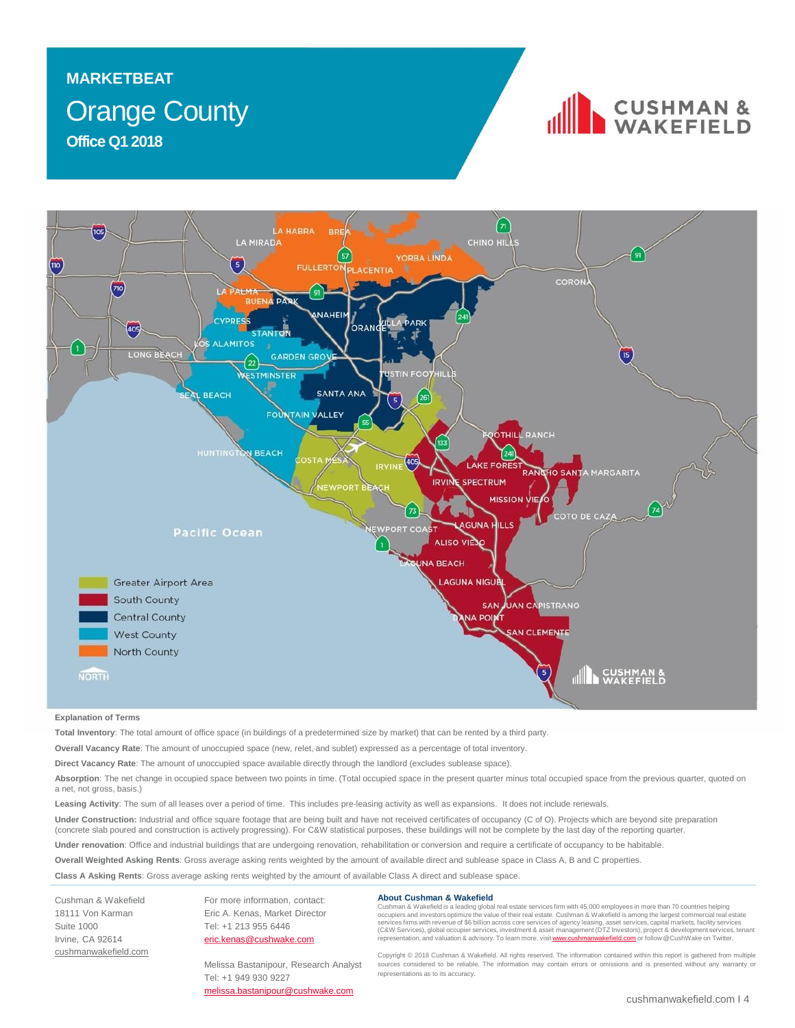MARKETBEAT

# Orange County

## Office Q1 2018

CUSHMAN & WAKEFIELD

LA HABRA
BREA
LA MIRADA
CHINO HILLS
YORBA LINDA
FULLERTON
PLACENTIA
CORONA
LA PALMA
BUENA PARK
ANAHEIM
CYPRESS
ORANGE
VILLA PARK
STANTON
LOS ALAMITOS
LONG BEACH
GARDEN GROVE
WESTMINSTER
TUSTIN FOOTHILLS
SEAL BEACH
SANTA ANA
FOUNTAIN VALLEY
FOOTHILL RANCH
HUNTINGTON BEACH
COSTA MESA
IRVINE
LAKE FOREST
RANCHO SANTA MARGARITA
NEWPORT BEACH
IRVINE SPECTRUM
MISSION VIEJO
COTO DE CAZA
NEWPORT COAST
LAGUNA HILLS
ALISO VIEJO
LAGUNA BEACH
LAGUNA NIGUEL
SAN JUAN CAPISTRANO
DANA POINT
SAN CLEMENTE
Pacific Ocean

Greater Airport Area
South County
Central County
West County
North County

NORTH

**Explanation of Terms**

**Total Inventory**: The total amount of office space (in buildings of a predetermined size by market) that can be rented by a third party.

**Overall Vacancy Rate**: The amount of unoccupied space (new, relet, and sublet) expressed as a percentage of total inventory.

**Direct Vacancy Rate**: The amount of unoccupied space available directly through the landlord (excludes sublease space).

**Absorption**: The net change in occupied space between two points in time. (Total occupied space in the present quarter minus total occupied space from the previous quarter, quoted on a net, not gross, basis.)

**Leasing Activity**: The sum of all leases over a period of time. This includes pre-leasing activity as well as expansions. It does not include renewals.

**Under Construction:** Industrial and office square footage that are being built and have not received certificates of occupancy (C of O). Projects which are beyond site preparation (concrete slab poured and construction is actively progressing). For C&W statistical purposes, these buildings will not be complete by the last day of the reporting quarter.

**Under renovation**: Office and industrial buildings that are undergoing renovation, rehabilitation or conversion and require a certificate of occupancy to be habitable.

**Overall Weighted Asking Rents**: Gross average asking rents weighted by the amount of available direct and sublease space in Class A, B and C properties.

**Class A Asking Rents**: Gross average asking rents weighted by the amount of available Class A direct and sublease space.

Cushman & Wakefield
18111 Von Karman
Suite 1000
Irvine, CA 92614
cushmanwakefield.com

For more information, contact:
Eric A. Kenas, Market Director
Tel: +1 213 955 6446
eric.kenas@cushwake.com

Melissa Bastanipour, Research Analyst
Tel: +1 949 930 9227
melissa.bastanipour@cushwake.com

**About Cushman & Wakefield**

Cushman & Wakefield is a leading global real estate services firm with 45,000 employees in more than 70 countries helping occupiers and investors optimize the value of their real estate. Cushman & Wakefield is among the largest commercial real estate services firms with revenue of $6 billion across core services of agency leasing, asset services, capital markets, facility services (C&W Services), global occupier services, investment & asset management (DTZ Investors), project & development services, tenant representation, and valuation & advisory. To learn more, visit www.cushmanwakefield.com or follow @CushWake on Twitter.

Copyright © 2018 Cushman & Wakefield. All rights reserved. The information contained within this report is gathered from multiple sources considered to be reliable. The information may contain errors or omissions and is presented without any warranty or representations as to its accuracy.